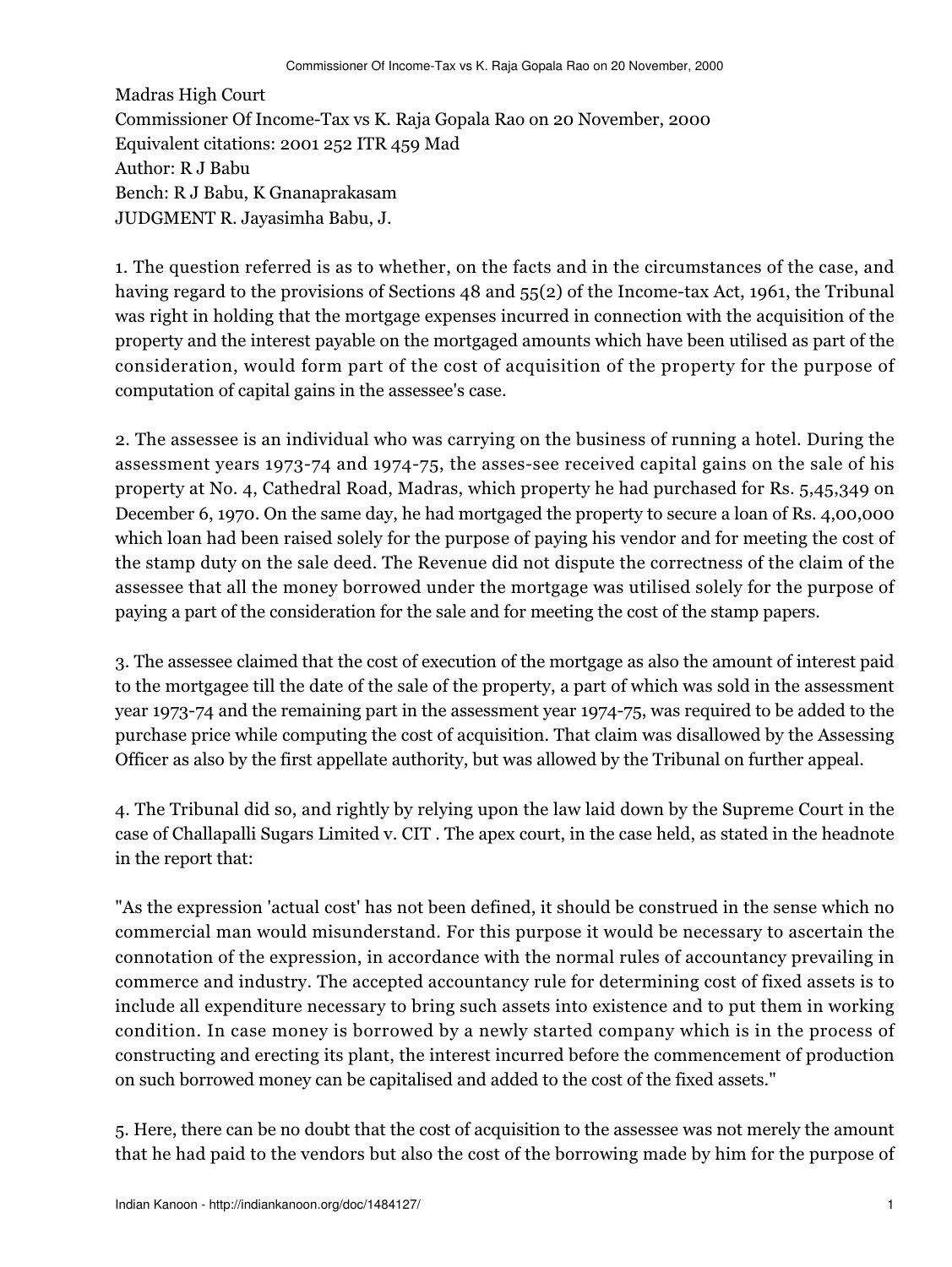Madras High Court
Commissioner Of Income-Tax vs K. Raja Gopala Rao on 20 November, 2000
Equivalent citations: 2001 252 ITR 459 Mad
Author: R J Babu
Bench: R J Babu, K Gnanaprakasam
JUDGMENT R. Jayasimha Babu, J.

1. The question referred is as to whether, on the facts and in the circumstances of the case, and having regard to the provisions of Sections 48 and 55(2) of the Income-tax Act, 1961, the Tribunal was right in holding that the mortgage expenses incurred in connection with the acquisition of the property and the interest payable on the mortgaged amounts which have been utilised as part of the consideration, would form part of the cost of acquisition of the property for the purpose of computation of capital gains in the assessee's case.

2. The assessee is an individual who was carrying on the business of running a hotel. During the assessment years 1973-74 and 1974-75, the asses-see received capital gains on the sale of his property at No. 4, Cathedral Road, Madras, which property he had purchased for Rs. 5,45,349 on December 6, 1970. On the same day, he had mortgaged the property to secure a loan of Rs. 4,00,000 which loan had been raised solely for the purpose of paying his vendor and for meeting the cost of the stamp duty on the sale deed. The Revenue did not dispute the correctness of the claim of the assessee that all the money borrowed under the mortgage was utilised solely for the purpose of paying a part of the consideration for the sale and for meeting the cost of the stamp papers.

3. The assessee claimed that the cost of execution of the mortgage as also the amount of interest paid to the mortgagee till the date of the sale of the property, a part of which was sold in the assessment year 1973-74 and the remaining part in the assessment year 1974-75, was required to be added to the purchase price while computing the cost of acquisition. That claim was disallowed by the Assessing Officer as also by the first appellate authority, but was allowed by the Tribunal on further appeal.

4. The Tribunal did so, and rightly by relying upon the law laid down by the Supreme Court in the case of Challapalli Sugars Limited v. CIT . The apex court, in the case held, as stated in the headnote in the report that:

"As the expression 'actual cost' has not been defined, it should be construed in the sense which no commercial man would misunderstand. For this purpose it would be necessary to ascertain the connotation of the expression, in accordance with the normal rules of accountancy prevailing in commerce and industry. The accepted accountancy rule for determining cost of fixed assets is to include all expenditure necessary to bring such assets into existence and to put them in working condition. In case money is borrowed by a newly started company which is in the process of constructing and erecting its plant, the interest incurred before the commencement of production on such borrowed money can be capitalised and added to the cost of the fixed assets."

5. Here, there can be no doubt that the cost of acquisition to the assessee was not merely the amount that he had paid to the vendors but also the cost of the borrowing made by him for the purpose of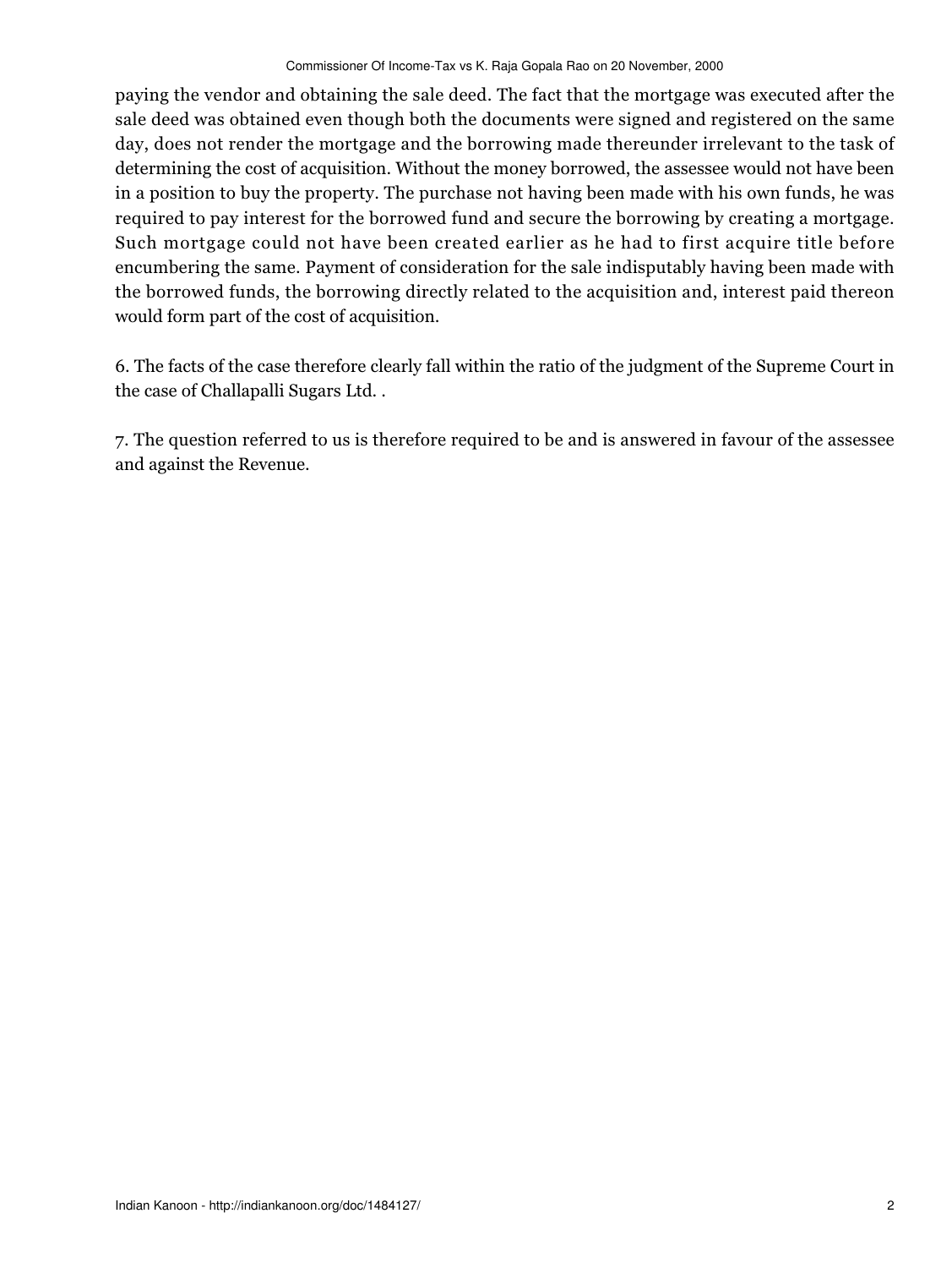paying the vendor and obtaining the sale deed. The fact that the mortgage was executed after the sale deed was obtained even though both the documents were signed and registered on the same day, does not render the mortgage and the borrowing made thereunder irrelevant to the task of determining the cost of acquisition. Without the money borrowed, the assessee would not have been in a position to buy the property. The purchase not having been made with his own funds, he was required to pay interest for the borrowed fund and secure the borrowing by creating a mortgage. Such mortgage could not have been created earlier as he had to first acquire title before encumbering the same. Payment of consideration for the sale indisputably having been made with the borrowed funds, the borrowing directly related to the acquisition and, interest paid thereon would form part of the cost of acquisition.

6. The facts of the case therefore clearly fall within the ratio of the judgment of the Supreme Court in the case of Challapalli Sugars Ltd. .

7. The question referred to us is therefore required to be and is answered in favour of the assessee and against the Revenue.